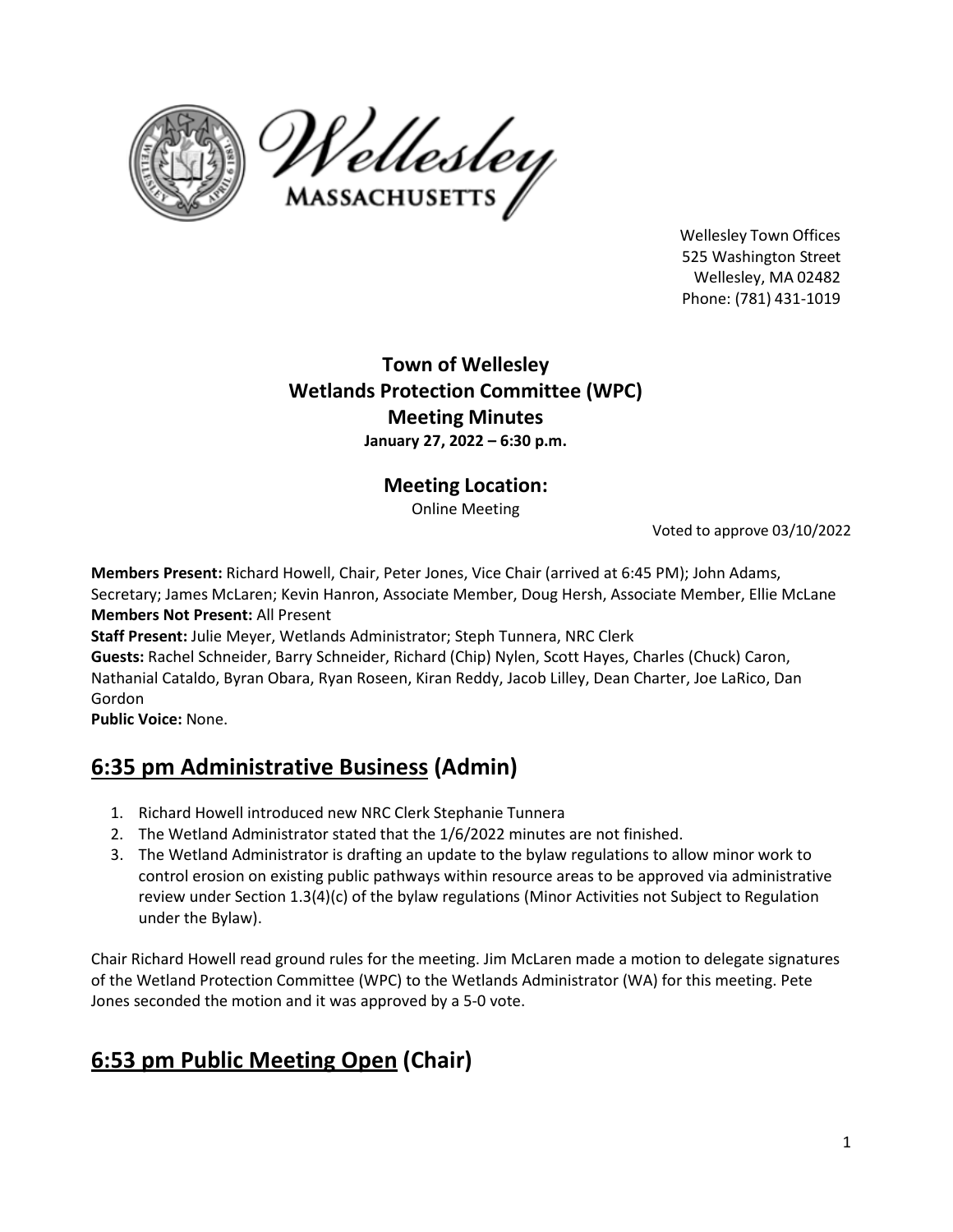Wellesley Town Offices
525 Washington Street
Wellesley, MA 02482
Phone: (781) 431-1019

# Town of Wellesley
# Wetlands Protection Committee (WPC)
# Meeting Minutes

**January 27, 2022 – 6:30 p.m.**

## Meeting Location:

Online Meeting

Voted to approve 03/10/2022

**Members Present:** Richard Howell, Chair, Peter Jones, Vice Chair (arrived at 6:45 PM); John Adams, Secretary; James McLaren; Kevin Hanron, Associate Member, Doug Hersh, Associate Member, Ellie McLane
**Members Not Present:** All Present
**Staff Present:** Julie Meyer, Wetlands Administrator; Steph Tunnera, NRC Clerk
**Guests:** Rachel Schneider, Barry Schneider, Richard (Chip) Nylen, Scott Hayes, Charles (Chuck) Caron, Nathanial Cataldo, Byran Obara, Ryan Roseen, Kiran Reddy, Jacob Lilley, Dean Charter, Joe LaRico, Dan Gordon
**Public Voice:** None.

## 6:35 pm Administrative Business (Admin)

1. Richard Howell introduced new NRC Clerk Stephanie Tunnera
2. The Wetland Administrator stated that the 1/6/2022 minutes are not finished.
3. The Wetland Administrator is drafting an update to the bylaw regulations to allow minor work to control erosion on existing public pathways within resource areas to be approved via administrative review under Section 1.3(4)(c) of the bylaw regulations (Minor Activities not Subject to Regulation under the Bylaw).

Chair Richard Howell read ground rules for the meeting. Jim McLaren made a motion to delegate signatures of the Wetland Protection Committee (WPC) to the Wetlands Administrator (WA) for this meeting. Pete Jones seconded the motion and it was approved by a 5-0 vote.

## 6:53 pm Public Meeting Open (Chair)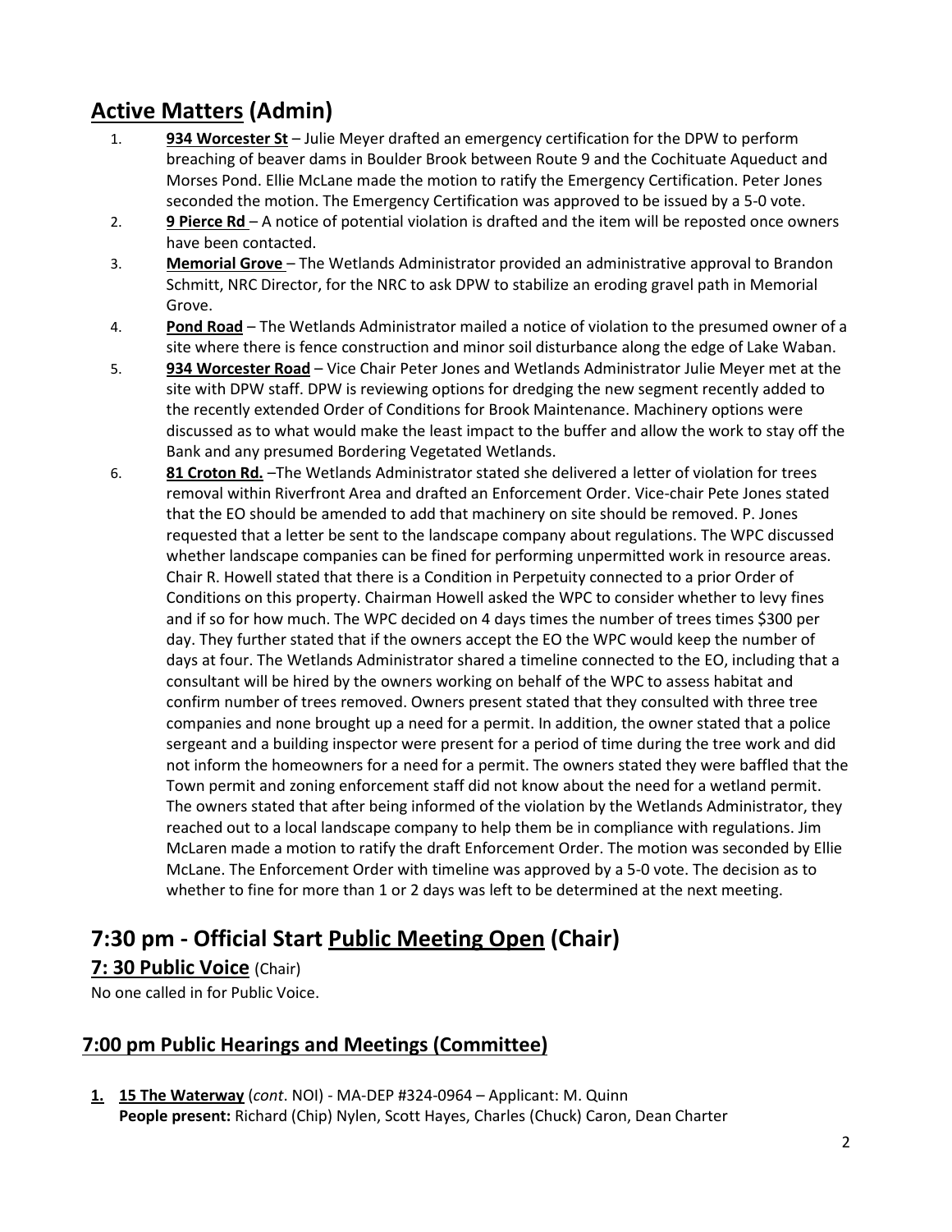## **Active Matters** (Admin)

1. **934 Worcester St** – Julie Meyer drafted an emergency certification for the DPW to perform breaching of beaver dams in Boulder Brook between Route 9 and the Cochituate Aqueduct and Morses Pond. Ellie McLane made the motion to ratify the Emergency Certification. Peter Jones seconded the motion. The Emergency Certification was approved to be issued by a 5-0 vote.
2. **9 Pierce Rd** – A notice of potential violation is drafted and the item will be reposted once owners have been contacted.
3. **Memorial Grove** – The Wetlands Administrator provided an administrative approval to Brandon Schmitt, NRC Director, for the NRC to ask DPW to stabilize an eroding gravel path in Memorial Grove.
4. **Pond Road** – The Wetlands Administrator mailed a notice of violation to the presumed owner of a site where there is fence construction and minor soil disturbance along the edge of Lake Waban.
5. **934 Worcester Road** – Vice Chair Peter Jones and Wetlands Administrator Julie Meyer met at the site with DPW staff. DPW is reviewing options for dredging the new segment recently added to the recently extended Order of Conditions for Brook Maintenance. Machinery options were discussed as to what would make the least impact to the buffer and allow the work to stay off the Bank and any presumed Bordering Vegetated Wetlands.
6. **81 Croton Rd.** –The Wetlands Administrator stated she delivered a letter of violation for trees removal within Riverfront Area and drafted an Enforcement Order. Vice-chair Pete Jones stated that the EO should be amended to add that machinery on site should be removed. P. Jones requested that a letter be sent to the landscape company about regulations. The WPC discussed whether landscape companies can be fined for performing unpermitted work in resource areas. Chair R. Howell stated that there is a Condition in Perpetuity connected to a prior Order of Conditions on this property. Chairman Howell asked the WPC to consider whether to levy fines and if so for how much. The WPC decided on 4 days times the number of trees times $300 per day. They further stated that if the owners accept the EO the WPC would keep the number of days at four. The Wetlands Administrator shared a timeline connected to the EO, including that a consultant will be hired by the owners working on behalf of the WPC to assess habitat and confirm number of trees removed. Owners present stated that they consulted with three tree companies and none brought up a need for a permit. In addition, the owner stated that a police sergeant and a building inspector were present for a period of time during the tree work and did not inform the homeowners for a need for a permit. The owners stated they were baffled that the Town permit and zoning enforcement staff did not know about the need for a wetland permit. The owners stated that after being informed of the violation by the Wetlands Administrator, they reached out to a local landscape company to help them be in compliance with regulations. Jim McLaren made a motion to ratify the draft Enforcement Order. The motion was seconded by Ellie McLane. The Enforcement Order with timeline was approved by a 5-0 vote. The decision as to whether to fine for more than 1 or 2 days was left to be determined at the next meeting.

## **7:30 pm - Official Start Public Meeting Open (Chair)**

### **7: 30 Public Voice** (Chair)

No one called in for Public Voice.

## **7:00 pm Public Hearings and Meetings (Committee)**

1. **15 The Waterway** (*cont*. NOI) - MA-DEP #324-0964 – Applicant: M. Quinn
   **People present:** Richard (Chip) Nylen, Scott Hayes, Charles (Chuck) Caron, Dean Charter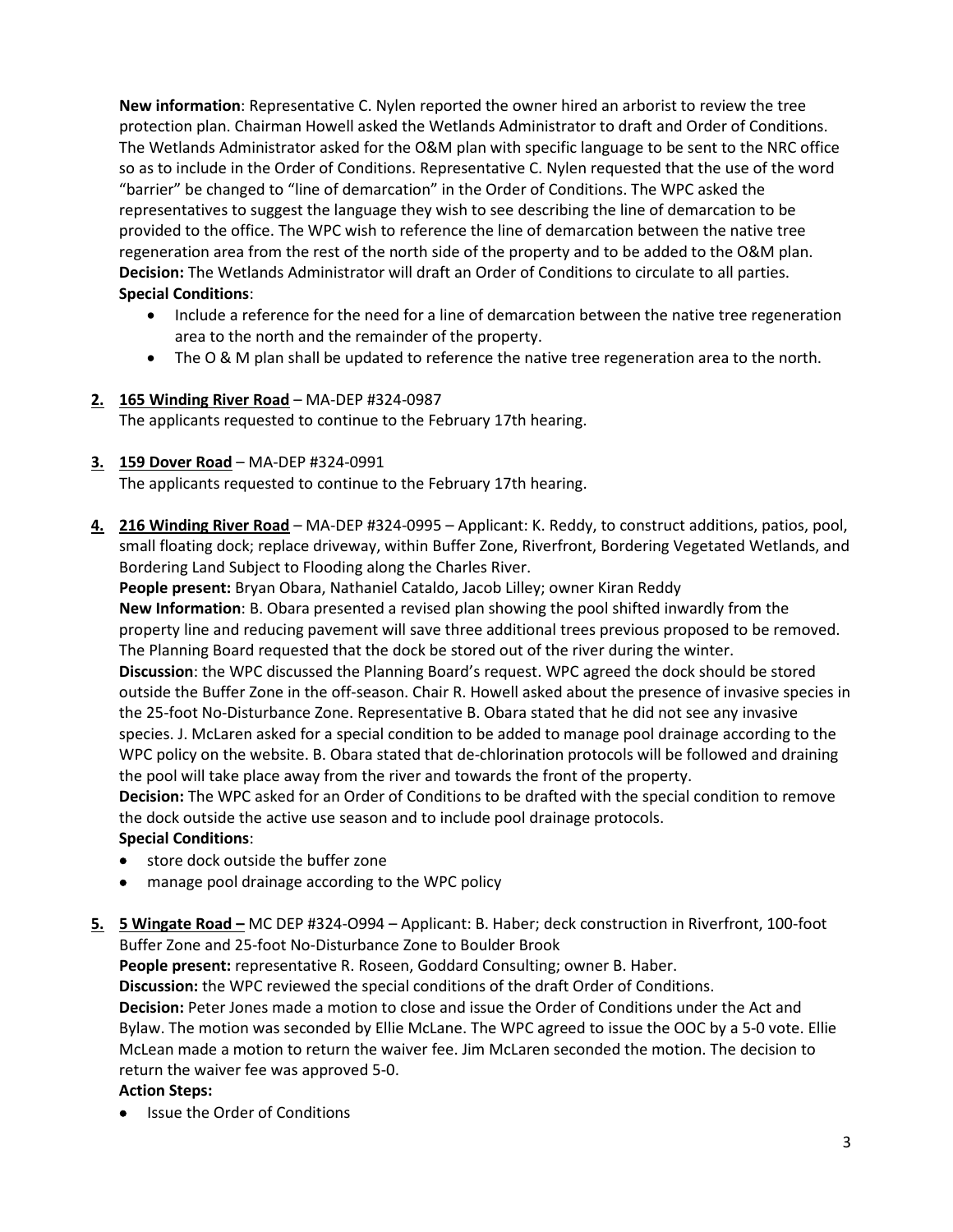**New information**: Representative C. Nylen reported the owner hired an arborist to review the tree protection plan. Chairman Howell asked the Wetlands Administrator to draft and Order of Conditions. The Wetlands Administrator asked for the O&M plan with specific language to be sent to the NRC office so as to include in the Order of Conditions. Representative C. Nylen requested that the use of the word "barrier" be changed to "line of demarcation" in the Order of Conditions. The WPC asked the representatives to suggest the language they wish to see describing the line of demarcation to be provided to the office. The WPC wish to reference the line of demarcation between the native tree regeneration area from the rest of the north side of the property and to be added to the O&M plan.
**Decision:** The Wetlands Administrator will draft an Order of Conditions to circulate to all parties.
**Special Conditions**:

- Include a reference for the need for a line of demarcation between the native tree regeneration area to the north and the remainder of the property.
- The O & M plan shall be updated to reference the native tree regeneration area to the north.

**2. 165 Winding River Road** – MA-DEP #324-0987
The applicants requested to continue to the February 17th hearing.

**3. 159 Dover Road** – MA-DEP #324-0991
The applicants requested to continue to the February 17th hearing.

**4. 216 Winding River Road** – MA-DEP #324-0995 – Applicant: K. Reddy, to construct additions, patios, pool, small floating dock; replace driveway, within Buffer Zone, Riverfront, Bordering Vegetated Wetlands, and Bordering Land Subject to Flooding along the Charles River.
**People present:** Bryan Obara, Nathaniel Cataldo, Jacob Lilley; owner Kiran Reddy
**New Information**: B. Obara presented a revised plan showing the pool shifted inwardly from the property line and reducing pavement will save three additional trees previous proposed to be removed. The Planning Board requested that the dock be stored out of the river during the winter.
**Discussion**: the WPC discussed the Planning Board's request. WPC agreed the dock should be stored outside the Buffer Zone in the off-season. Chair R. Howell asked about the presence of invasive species in the 25-foot No-Disturbance Zone. Representative B. Obara stated that he did not see any invasive species. J. McLaren asked for a special condition to be added to manage pool drainage according to the WPC policy on the website. B. Obara stated that de-chlorination protocols will be followed and draining the pool will take place away from the river and towards the front of the property.
**Decision:** The WPC asked for an Order of Conditions to be drafted with the special condition to remove the dock outside the active use season and to include pool drainage protocols.
**Special Conditions**:

- store dock outside the buffer zone
- manage pool drainage according to the WPC policy

**5. 5 Wingate Road –** MC DEP #324-O994 – Applicant: B. Haber; deck construction in Riverfront, 100-foot Buffer Zone and 25-foot No-Disturbance Zone to Boulder Brook
**People present:** representative R. Roseen, Goddard Consulting; owner B. Haber.
**Discussion:** the WPC reviewed the special conditions of the draft Order of Conditions.
**Decision:** Peter Jones made a motion to close and issue the Order of Conditions under the Act and Bylaw. The motion was seconded by Ellie McLane. The WPC agreed to issue the OOC by a 5-0 vote. Ellie McLean made a motion to return the waiver fee. Jim McLaren seconded the motion. The decision to return the waiver fee was approved 5-0.
**Action Steps:**

- Issue the Order of Conditions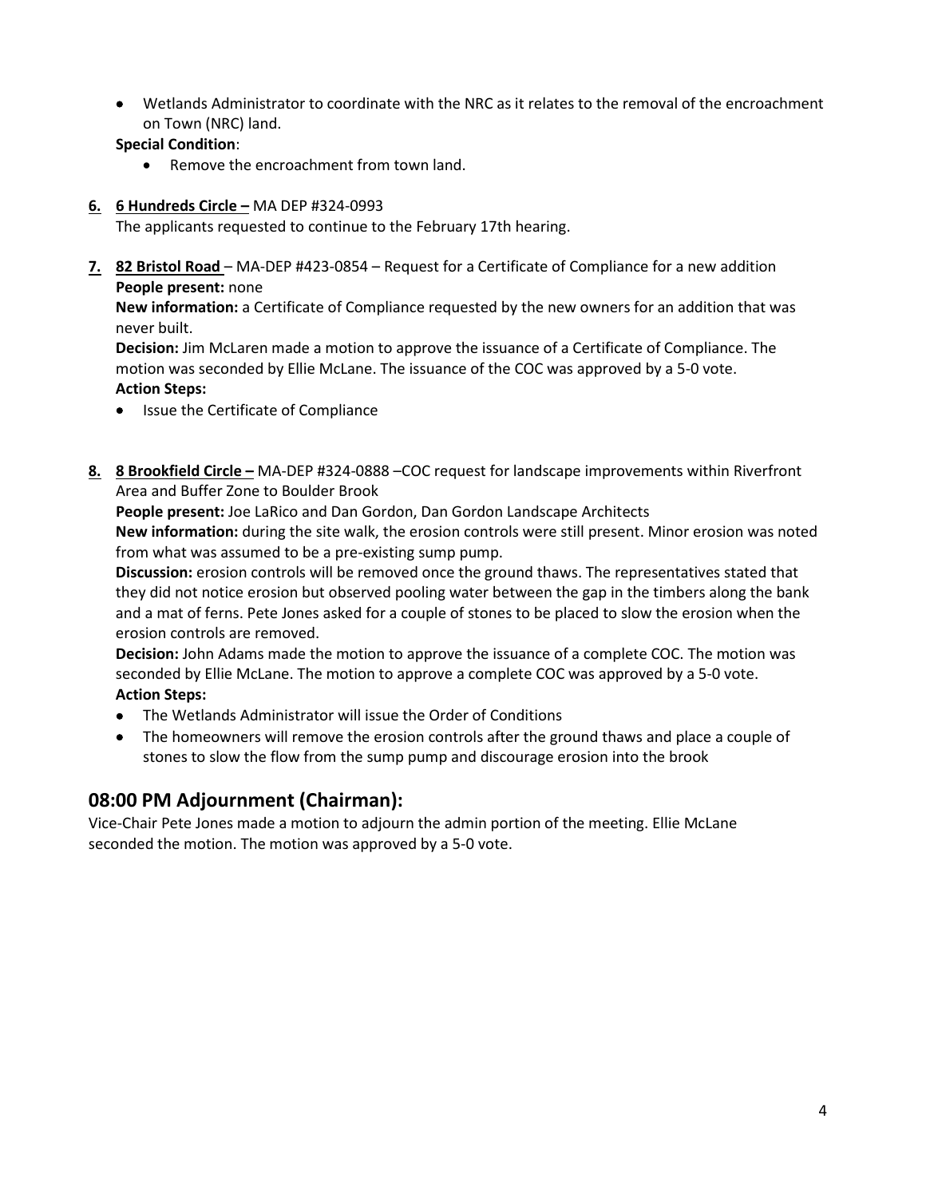- Wetlands Administrator to coordinate with the NRC as it relates to the removal of the encroachment on Town (NRC) land.

**Special Condition**:

- Remove the encroachment from town land.

**6. 6 Hundreds Circle –** MA DEP #324-0993

The applicants requested to continue to the February 17th hearing.

**7. 82 Bristol Road** – MA-DEP #423-0854 – Request for a Certificate of Compliance for a new addition

**People present:** none

**New information:** a Certificate of Compliance requested by the new owners for an addition that was never built.

**Decision:** Jim McLaren made a motion to approve the issuance of a Certificate of Compliance. The motion was seconded by Ellie McLane. The issuance of the COC was approved by a 5-0 vote.

**Action Steps:**

- Issue the Certificate of Compliance

**8. 8 Brookfield Circle –** MA-DEP #324-0888 –COC request for landscape improvements within Riverfront Area and Buffer Zone to Boulder Brook

**People present:** Joe LaRico and Dan Gordon, Dan Gordon Landscape Architects

**New information:** during the site walk, the erosion controls were still present. Minor erosion was noted from what was assumed to be a pre-existing sump pump.

**Discussion:** erosion controls will be removed once the ground thaws. The representatives stated that they did not notice erosion but observed pooling water between the gap in the timbers along the bank and a mat of ferns. Pete Jones asked for a couple of stones to be placed to slow the erosion when the erosion controls are removed.

**Decision:** John Adams made the motion to approve the issuance of a complete COC. The motion was seconded by Ellie McLane. The motion to approve a complete COC was approved by a 5-0 vote.

**Action Steps:**

- The Wetlands Administrator will issue the Order of Conditions
- The homeowners will remove the erosion controls after the ground thaws and place a couple of stones to slow the flow from the sump pump and discourage erosion into the brook

## 08:00 PM Adjournment (Chairman):

Vice-Chair Pete Jones made a motion to adjourn the admin portion of the meeting. Ellie McLane seconded the motion. The motion was approved by a 5-0 vote.